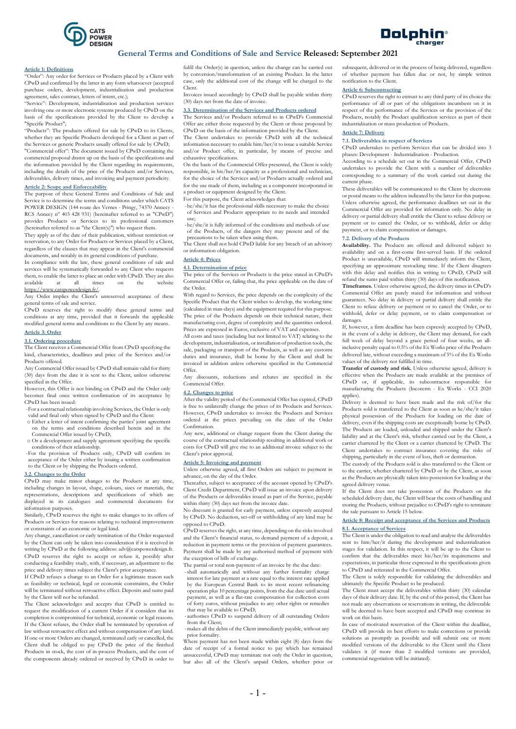# General Terms and Conditions of Sale and Service Released: September 2021

## Article 1: Definitions

"Order": Any order for Services or Products placed by a Client with CPwD and confirmed by the latter in any form whatsoever (accepted purchase orders, development, industrialisation and production agreement, sales contract, letters of intent, etc.);

"Service": Development, industrialisation and production services involving one or more electronic systems produced by CPwD on the basis of the specifications provided by the Client to develop a "Specific Product";

"Products": The products offered for sale by CPwD to its Clients, whether they are Specific Products developed for a Client as part of the Services or generic Products usually offered for sale by CPwD;

"Commercial offer": The document issued by CPwD containing the commercial proposal drawn up on the basis of the specifications and the information provided by the Client regarding its requirements, including the details of the price of the Products and/or Services, deliverables, delivery times, and invoicing and payment periodicity.

## Article 2: Scope and Enforceability

The purpose of these General Terms and Conditions of Sale and Service is to determine the terms and conditions under which CATS POWER DESIGN (144 route des Vernes - Pringy, 74370 Annecy - RCS Annecy n° 403 428 931) (hereinafter referred to as "CPwD") provides Products or Services to its professional customers (hereinafter referred to as "the Client(s)") who request them.

They apply as of the date of their publication, without restriction or reservation, to any Order for Products or Services placed by a Client, regardless of the clauses that may appear in the Client's commercial documents, and notably in its general conditions of purchase.

In compliance with the law, these general conditions of sale and services will be systematically forwarded to any Client who requests them, to enable the latter to place an order with CPwD. They are also available at all times on the website https://www.catspowerdesign.fr/.

Any Order implies the Client's unreserved acceptance of these general terms of sale and service.

CPwD reserves the right to modify these general terms and conditions at any time, provided that it forwards the applicable modified general terms and conditions to the Client by any means.

## Article 3: Order

### 3.1. Ordering procedure

The Client receives a Commercial Offer from CPwD specifying the kind, characteristics, deadlines and price of the Services and/or Products offered.

Any Commercial Offer issued by CPwD shall remain valid for thirty (30) days from the date it is sent to the Client, unless otherwise specified in the Offer.

However, this Offer is not binding on CPwD and the Order only becomes final once written confirmation of its acceptance by CPwD has been issued:

- For a contractual relationship involving Services, the Order is only valid and final only when signed by CPwD and the Client:
  - Either a letter of intent confirming the parties' joint agreement on the terms and conditions described herein and in the Commercial Offer issued by CPwD;
  - Or a development and supply agreement specifying the specific conditions of their relationship.
- For the provision of Products only, CPwD will confirm its acceptance of the Order either by issuing a written confirmation to the Client or by shipping the Products ordered.

### 3.2. Changes to the Order

CPwD may make minor changes to the Products at any time, including changes in layout, shape, colours, sizes or materials, the representations, descriptions and specifications of which are displayed in its catalogues and commercial documents for information purposes.

Similarly, CPwD reserves the right to make changes to its offers of Products or Services for reasons relating to technical improvements or constraints of an economic or legal kind.

Any change, cancellation or early termination of the Order requested by the Client can only be taken into consideration if it is received in writing by CPwD at the following address: adv@catspowerdesign.fr. CPwD reserves the right to accept or refuse it, possibly after conducting a feasibility study, with, if necessary, an adjustment to the price and delivery times subject the Client's prior acceptance.

If CPwD refuses a change to an Order for a legitimate reason such as feasibility or technical, legal or economic constraints, the Order will be terminated without retroactive effect. Deposits and sums paid by the Client will not be refunded.

The Client acknowledges and accepts that CPwD is entitled to request the modification of a current Order if it considers that its completion is compromised for technical, economic or legal reasons. If the Client refuses, the Order shall be terminated by operation of law without retroactive effect and without compensation of any kind. If one or more Orders are changed, terminated early or cancelled, the Client shall be obliged to pay CPwD the price of the finished Products in stock, the cost of in-process Products, and the cost of the components already ordered or received by CPwD in order to fulfil the Order(s) in question, unless the change can be carried out by conversion/transformation of an existing Product. In the latter case, only the additional cost of the change will be charged to the Client.

Invoices issued accordingly by CPwD shall be payable within thirty (30) days net from the date of invoice.

### 3.3. Determination of the Services and Products ordered

The Services and/or Products referred to in CPwD's Commercial Offer are either those requested by the Client or those proposed by CPwD on the basis of the information provided by the Client.

The Client undertakes to provide CPwD with all the technical information necessary to enable him/her/it to issue a suitable Service and/or Product offer, in particular, by means of precise and exhaustive specifications.

On the basis of the Commercial Offer presented, the Client is solely responsible, in his/her/its capacity as a professional and technician, for the choice of the Services and/or Products actually ordered and for the use made of them, including as a component incorporated in a product or equipment designed by the Client.

For this purpose, the Client acknowledges that:

- he/she/it has the professional skills necessary to make the choice of Services and Products appropriate to its needs and intended use;
- he/she/it is fully informed of the conditions and methods of use of the Products, of the dangers they may present and of the precautions to be taken when using them.

The Client shall not hold CPwD liable for any breach of an advisory or information obligation.

## Article 4: Prices

### 4.1. Determination of price

The price of the Services or Products is the price stated in CPwD's Commercial Offer or, failing that, the price applicable on the date of the Order.

With regard to Services, the price depends on the complexity of the Specific Product that the Client wishes to develop, the working time (calculated in man-days) and the equipment required for this purpose. The price of the Products depends on their technical nature, their manufacturing cost, degree of complexity and the quantities ordered. Prices are expressed in Euros, exclusive of VAT and expenses.

All costs and taxes (including but not limited to VAT) relating to the development, industrialisation, or installation of production tools, the sale, packaging or transport of the Products, as well as any customs duties and insurance, shall be borne by the Client and shall be invoiced in addition unless otherwise specified in the Commercial Offer.

Any discounts, reductions and rebates are specified in the Commercial Offer.

### 4.2. Changes to price

After the validity period of the Commercial Offer has expired, CPwD is free to unilaterally change the prices of its Products and Services. However, CPwD undertakes to invoice the Products and Services ordered at the prices prevailing on the date of the Order Confirmation.

Any new, additional or change request from the Client during the course of the contractual relationship resulting in additional work or costs for CPwD will give rise to an additional invoice subject to the Client's prior approval.

## Article 5: Invoicing and payment

Unless otherwise agreed, all first Orders are subject to payment in advance, on the day of the Order.

Thereafter, subject to acceptance of the account opened by CPwD's Client Credit Department, CPwD will issue an invoice upon delivery of the Products or deliverables issued as part of the Service, payable within thirty (30) days net from the invoice date.

No discount is granted for early payment, unless expressly accepted by CPwD. No deduction, set-off or withholding of any kind may be opposed to CPwD.

CPwD reserves the right, at any time, depending on the risks involved and the Client's financial status, to demand payment of a deposit, a reduction in payment terms or the provision of payment guarantees. Payment shall be made by any authorised method of payment with the exception of bills of exchange.

The partial or total non-payment of an invoice by the due date:

- shall automatically and without any further formality charge interest for late payment at a rate equal to the interest rate applied by the European Central Bank to its most recent refinancing operation plus 10 percentage points, from the due date until actual payment, as well as a flat-rate compensation for collection costs of forty euros, without prejudice to any other rights or remedies that may be available to CPwD;
- authorises CPwD to suspend delivery of all outstanding Orders from the Client;
- makes all the debts of the Client immediately payable, without any prior formality.

Where payment has not been made within eight (8) days from the date of receipt of a formal notice to pay which has remained unsuccessful, CPwD may terminate not only the Order in question, but also all of the Client's unpaid Orders, whether prior or subsequent, delivered or in the process of being delivered, regardless of whether payment has fallen due or not, by simple written notification to the Client.

## Article 6: Subcontracting

CPwD reserves the right to entrust to any third party of its choice the performance of all or part of the obligations incumbent on it in respect of the performance of the Services or the provision of the Products, notably the Product qualification services as part of their industrialisation or mass production of Products.

## Article 7: Delivery

### 7.1. Deliverables in respect of Services

CPwD undertakes to perform Services that can be divided into 3 phases: Development - Industrialisation - Production.

According to a schedule set out in the Commercial Offer, CPwD undertakes to provide the Client with a number of deliverables corresponding to a summary of the work carried out during the current phase.

These deliverables will be communicated to the Client by electronic or postal means to the address indicated by the latter for this purpose. Unless otherwise agreed, the performance deadlines set out in the Commercial Offer are provided for information only. No delay in delivery or partial delivery shall entitle the Client to refuse delivery or payment or to cancel the Order, or to withhold, defer or delay payment, or to claim compensation or damages.

### 7.2. Delivery of the Products

**Availability.** The Products are offered and delivered subject to availability and on a first-come first-served basis. If the ordered Product is unavailable, CPwD will immediately inform the Client, specifying an approximate restocking time. If the Client disagrees with this delay and notifies this in writing to CPwD, CPwD will refund the sums paid within thirty (30) days of this notification.

**Timeframes.** Unless otherwise agreed, the delivery times in CPwD's Commercial Offer are purely stated for information and without guarantees. No delay in delivery or partial delivery shall entitle the Client to refuse delivery or payment or to cancel the Order, or to withhold, defer or delay payment, or to claim compensation or damages.

If, however, a firm deadline has been expressly accepted by CPwD, in the event of a delay in delivery, the Client may demand, for each full week of delay beyond a grace period of four weeks, an all-inclusive penalty equal to 0.5% of the Ex Works price of the Products delivered late, without exceeding a maximum of 5% of the Ex Works values of the delivery not fulfilled in time.

**Transfer of custody and risk.** Unless otherwise agreed, delivery is effective when the Products are made available at the premises of CPwD or, if applicable, its subcontractor responsible for manufacturing the Products (Incoterm - Ex Works - CCI 2020 applies).

Delivery is deemed to have been made and the risk of/for the Products sold is transferred to the Client as soon as he/she/it takes physical possession of the Products for loading on the date of delivery, even if the shipping costs are exceptionally borne by CPwD. The Products are loaded, unloaded and shipped under the Client's liability and at the Client's risk, whether carried out by the Client, a carrier chartered by the Client or a carrier chartered by CPwD. The Client undertakes to contract insurance covering the risks of shipping, particularly in the event of loss, theft or destruction.

The custody of the Products sold is also transferred to the Client or to the carrier, whether chartered by CPwD or by the Client, as soon as the Products are physically taken into possession for loading at the agreed delivery venue.

If the Client does not take possession of the Products on the scheduled delivery date, the Client will bear the costs of handling and storing the Products, without prejudice to CPwD's right to terminate the sale pursuant to Article 15 below.

## Article 8: Receipt and acceptance of the Services and Products

### 8.1. Acceptance of Services

The Client is under the obligation to read and analyse the deliverables sent to him/her/it during the development and industrialisation stages for validation. In this respect, it will be up to the Client to confirm that the deliverables meet his/her/its requirements and expectations, in particular those expressed in the specifications given to CPwD and reiterated in the Commercial Offer.

The Client is solely responsible for validating the deliverables and ultimately the Specific Product to be produced.

The Client must accept the deliverables within thirty (30) calendar days of their delivery date. If, by the end of this period, the Client has not made any observations or reservations in writing, the deliverable will be deemed to have been accepted and CPwD may continue its work on this basis.

In case of motivated reservation of the Client within the deadline, CPwD will provide its best efforts to make corrections or provide solutions as promptly as possible and will submit one or more modified versions of the deliverable to the Client until the Client validates it (if more than 2 modified versions are provided, commercial negotiation will be initiated).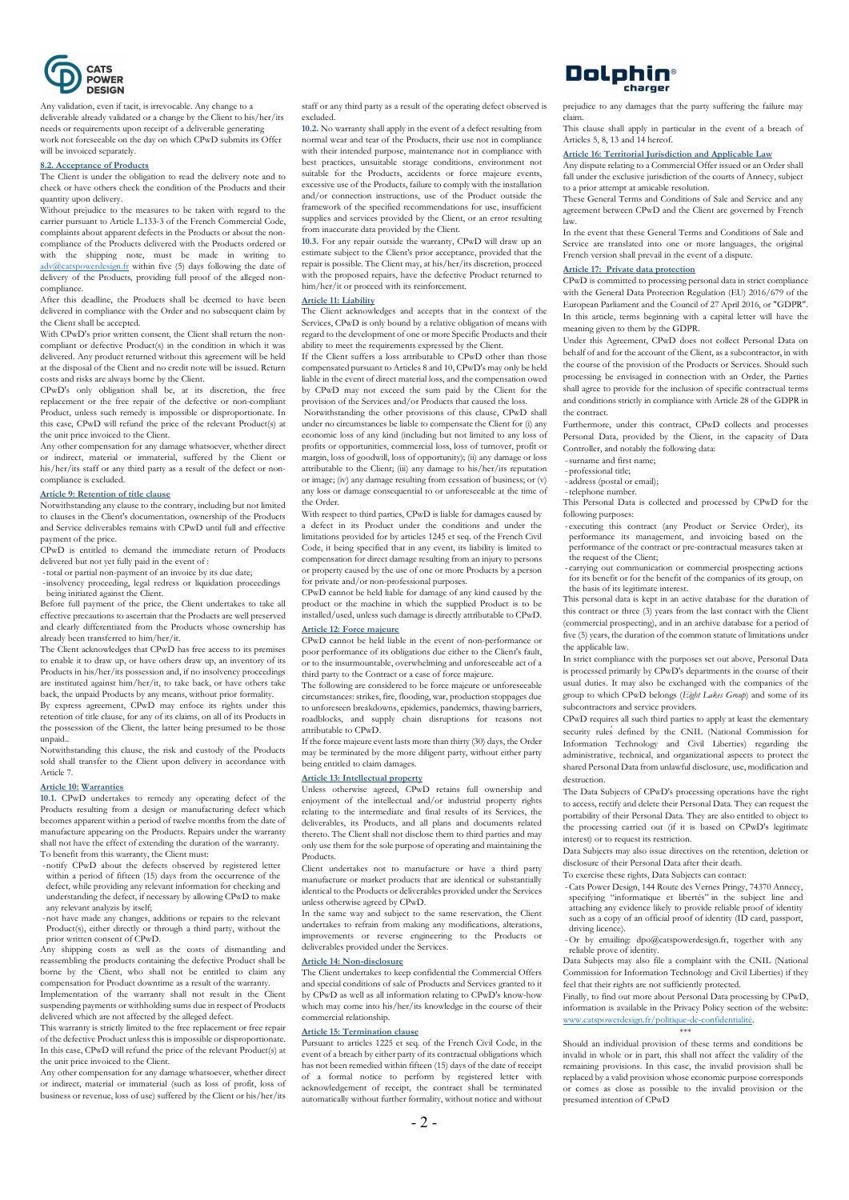Any validation, even if tacit, is irrevocable. Any change to a deliverable already validated or a change by the Client to his/her/its needs or requirements upon receipt of a deliverable generating work not foreseeable on the day on which CPwD submits its Offer will be invoiced separately.

### 8.2. Acceptance of Products

The Client is under the obligation to read the delivery note and to check or have others check the condition of the Products and their quantity upon delivery.

Without prejudice to the measures to be taken with regard to the carrier pursuant to Article L.133-3 of the French Commercial Code, complaints about apparent defects in the Products or about the non-compliance of the Products delivered with the Products ordered or with the shipping note, must be made in writing to adv@catspowerdesign.fr within five (5) days following the date of delivery of the Products, providing full proof of the alleged non-compliance.

After this deadline, the Products shall be deemed to have been delivered in compliance with the Order and no subsequent claim by the Client shall be accepted.

With CPwD's prior written consent, the Client shall return the non-compliant or defective Product(s) in the condition in which it was delivered. Any product returned without this agreement will be held at the disposal of the Client and no credit note will be issued. Return costs and risks are always borne by the Client.

CPwD's only obligation shall be, at its discretion, the free replacement or the free repair of the defective or non-compliant Product, unless such remedy is impossible or disproportionate. In this case, CPwD will refund the price of the relevant Product(s) at the unit price invoiced to the Client.

Any other compensation for any damage whatsoever, whether direct or indirect, material or immaterial, suffered by the Client or his/her/its staff or any third party as a result of the defect or non-compliance is excluded.

## Article 9: Retention of title clause

Notwithstanding any clause to the contrary, including but not limited to clauses in the Client's documentation, ownership of the Products and Service deliverables remains with CPwD until full and effective payment of the price.

CPwD is entitled to demand the immediate return of Products delivered but not yet fully paid in the event of :

- total or partial non-payment of an invoice by its due date;
- insolvency proceeding, legal redress or liquidation proceedings being initiated against the Client.

Before full payment of the price, the Client undertakes to take all effective precautions to ascertain that the Products are well preserved and clearly differentiated from the Products whose ownership has already been transferred to him/her/it.

The Client acknowledges that CPwD has free access to its premises to enable it to draw up, or have others draw up, an inventory of its Products in his/her/its possession and, if no insolvency proceedings are instituted against him/her/it, to take back, or have others take back, the unpaid Products by any means, without prior formality.

By express agreement, CPwD may enforce its rights under this retention of title clause, for any of its claims, on all of its Products in the possession of the Client, the latter being presumed to be those unpaid..

Notwithstanding this clause, the risk and custody of the Products sold shall transfer to the Client upon delivery in accordance with Article 7.

## Article 10: Warranties

**10.1.** CPwD undertakes to remedy any operating defect of the Products resulting from a design or manufacturing defect which becomes apparent within a period of twelve months from the date of manufacture appearing on the Products. Repairs under the warranty shall not have the effect of extending the duration of the warranty.

To benefit from this warranty, the Client must:

- notify CPwD about the defects observed by registered letter within a period of fifteen (15) days from the occurrence of the defect, while providing any relevant information for checking and understanding the defect, if necessary by allowing CPwD to make any relevant analyzis by itself;
- not have made any changes, additions or repairs to the relevant Product(s), either directly or through a third party, without the prior written consent of CPwD.

Any shipping costs as well as the costs of dismantling and reassembling the products containing the defective Product shall be borne by the Client, who shall not be entitled to claim any compensation for Product downtime as a result of the warranty.

Implementation of the warranty shall not result in the Client suspending payments or withholding sums due in respect of Products delivered which are not affected by the alleged defect.

This warranty is strictly limited to the free replacement or free repair of the defective Product unless this is impossible or disproportionate. In this case, CPwD will refund the price of the relevant Product(s) at the unit price invoiced to the Client.

Any other compensation for any damage whatsoever, whether direct or indirect, material or immaterial (such as loss of profit, loss of business or revenue, loss of use) suffered by the Client or his/her/its staff or any third party as a result of the operating defect observed is excluded.

**10.2.** No warranty shall apply in the event of a defect resulting from normal wear and tear of the Products, their use not in compliance with their intended purpose, maintenance not in compliance with best practices, unsuitable storage conditions, environment not suitable for the Products, accidents or force majeure events, excessive use of the Products, failure to comply with the installation and/or connection instructions, use of the Product outside the framework of the specified recommendations for use, insufficient supplies and services provided by the Client, or an error resulting from inaccurate data provided by the Client.

**10.3.** For any repair outside the warranty, CPwD will draw up an estimate subject to the Client's prior acceptance, provided that the repair is possible. The Client may, at his/her/its discretion, proceed with the proposed repairs, have the defective Product returned to him/her/it or proceed with its reinforcement.

## Article 11: Liability

The Client acknowledges and accepts that in the context of the Services, CPwD is only bound by a relative obligation of means with regard to the development of one or more Specific Products and their ability to meet the requirements expressed by the Client.

If the Client suffers a loss attributable to CPwD other than those compensated pursuant to Articles 8 and 10, CPwD's may only be held liable in the event of direct material loss, and the compensation owed by CPwD may not exceed the sum paid by the Client for the provision of the Services and/or Products that caused the loss.

Notwithstanding the other provisions of this clause, CPwD shall under no circumstances be liable to compensate the Client for (i) any economic loss of any kind (including but not limited to any loss of profits or opportunities, commercial loss, loss of turnover, profit or margin, loss of goodwill, loss of opportunity); (ii) any damage or loss attributable to the Client; (iii) any damage to his/her/its reputation or image; (iv) any damage resulting from cessation of business; or (v) any loss or damage consequential to or unforeseeable at the time of the Order.

With respect to third parties, CPwD is liable for damages caused by a defect in its Product under the conditions and under the limitations provided for by articles 1245 et seq. of the French Civil Code, it being specified that in any event, its liability is limited to compensation for direct damage resulting from an injury to persons or property caused by the use of one or more Products by a person for private and/or non-professional purposes.

CPwD cannot be held liable for damage of any kind caused by the product or the machine in which the supplied Product is to be installed/used, unless such damage is directly attributable to CPwD.

## Article 12: Force majeure

CPwD cannot be held liable in the event of non-performance or poor performance of its obligations due either to the Client's fault, or to the insurmountable, overwhelming and unforeseeable act of a third party to the Contract or a case of force majeure.

The following are considered to be force majeure or unforeseeable circumstances: strikes, fire, flooding, war, production stoppages due to unforeseen breakdowns, epidemics, pandemics, thawing barriers, roadblocks, and supply chain disruptions for reasons not attributable to CPwD.

If the force majeure event lasts more than thirty (30) days, the Order may be terminated by the more diligent party, without either party being entitled to claim damages.

## Article 13: Intellectual property

Unless otherwise agreed, CPwD retains full ownership and enjoyment of the intellectual and/or industrial property rights relating to the intermediate and final results of its Services, the deliverables, its Products, and all plans and documents related thereto. The Client shall not disclose them to third parties and may only use them for the sole purpose of operating and maintaining the Products.

Client undertakes not to manufacture or have a third party manufacture or market products that are identical or substantially identical to the Products or deliverables provided under the Services unless otherwise agreed by CPwD.

In the same way and subject to the same reservation, the Client undertakes to refrain from making any modifications, alterations, improvements or reverse engineering to the Products or deliverables provided under the Services.

## Article 14: Non-disclosure

The Client undertakes to keep confidential the Commercial Offers and special conditions of sale of Products and Services granted to it by CPwD as well as all information relating to CPwD's know-how which may come into his/her/its knowledge in the course of their commercial relationship.

## Article 15: Termination clause

Pursuant to articles 1225 et seq. of the French Civil Code, in the event of a breach by either party of its contractual obligations which has not been remedied within fifteen (15) days of the date of receipt of a formal notice to perform by registered letter with acknowledgement of receipt, the contract shall be terminated automatically without further formality, without notice and without prejudice to any damages that the party suffering the failure may claim.

This clause shall apply in particular in the event of a breach of Articles 5, 8, 13 and 14 hereof.

## Article 16: Territorial Jurisdiction and Applicable Law

Any dispute relating to a Commercial Offer issued or an Order shall fall under the exclusive jurisdiction of the courts of Annecy, subject to a prior attempt at amicable resolution.

These General Terms and Conditions of Sale and Service and any agreement between CPwD and the Client are governed by French law.

In the event that these General Terms and Conditions of Sale and Service are translated into one or more languages, the original French version shall prevail in the event of a dispute.

## Article 17: Private data protection

CPwD is committed to processing personal data in strict compliance with the General Data Protection Regulation (EU) 2016/679 of the European Parliament and the Council of 27 April 2016, or "GDPR". In this article, terms beginning with a capital letter will have the meaning given to them by the GDPR.

Under this Agreement, CPwD does not collect Personal Data on behalf of and for the account of the Client, as a subcontractor, in with the course of the provision of the Products or Services. Should such processing be envisaged in connection with an Order, the Parties shall agree to provide for the inclusion of specific contractual terms and conditions strictly in compliance with Article 28 of the GDPR in the contract.

Furthermore, under this contract, CPwD collects and processes Personal Data, provided by the Client, in the capacity of Data Controller, and notably the following data:

- surname and first name;
- professional title;
- address (postal or email);
- telephone number.

This Personal Data is collected and processed by CPwD for the following purposes:

- executing this contract (any Product or Service Order), its performance its management, and invoicing based on the performance of the contract or pre-contractual measures taken at the request of the Client;
- carrying out communication or commercial prospecting actions for its benefit or for the benefit of the companies of its group, on the basis of its legitimate interest.

This personal data is kept in an active database for the duration of this contract or three (3) years from the last contact with the Client (commercial prospecting), and in an archive database for a period of five (5) years, the duration of the common statute of limitations under the applicable law.

In strict compliance with the purposes set out above, Personal Data is processed primarily by CPwD's departments in the course of their usual duties. It may also be exchanged with the companies of the group to which CPwD belongs (*Eight Lakes Group*) and some of its subcontractors and service providers.

CPwD requires all such third parties to apply at least the elementary security rules defined by the CNIL (National Commission for Information Technology and Civil Liberties) regarding the administrative, technical, and organizational aspects to protect the shared Personal Data from unlawful disclosure, use, modification and destruction.

The Data Subjects of CPwD's processing operations have the right to access, rectify and delete their Personal Data. They can request the portability of their Personal Data. They are also entitled to object to the processing carried out (if it is based on CPwD's legitimate interest) or to request its restriction.

Data Subjects may also issue directives on the retention, deletion or disclosure of their Personal Data after their death.

To exercise these rights, Data Subjects can contact:

- Cats Power Design, 144 Route des Vernes Pringy, 74370 Annecy, specifying "informatique et libertés" in the subject line and attaching any evidence likely to provide reliable proof of identity such as a copy of an official proof of identity (ID card, passport, driving licence).
- Or by emailing: dpo@catspowerdesign.fr, together with any reliable prove of identity.

Data Subjects may also file a complaint with the CNIL (National Commission for Information Technology and Civil Liberties) if they feel that their rights are not sufficiently protected.

Finally, to find out more about Personal Data processing by CPwD, information is available in the Privacy Policy section of the website: www.catspowerdesign.fr/politique-de-confidentialité.

\*\*\*

Should an individual provision of these terms and conditions be invalid in whole or in part, this shall not affect the validity of the remaining provisions. In this case, the invalid provision shall be replaced by a valid provision whose economic purpose corresponds or comes as close as possible to the invalid provision or the presumed intention of CPwD